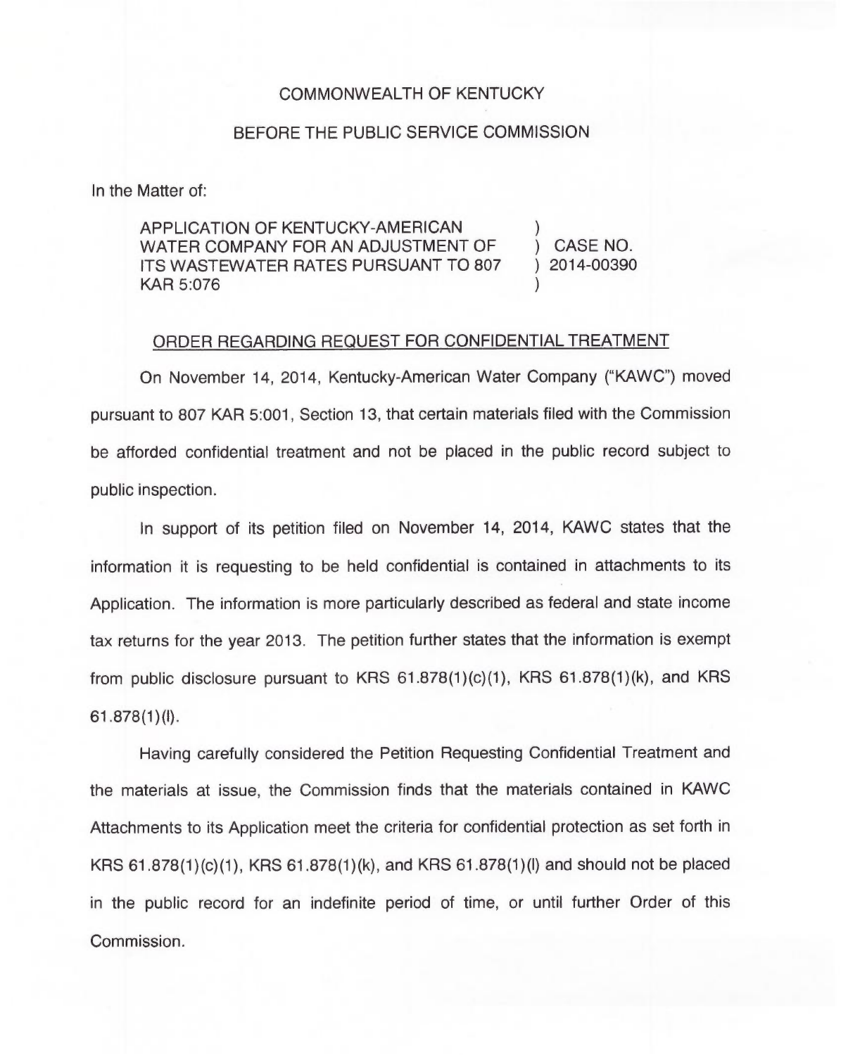COMMONWEALTH OF KENTUCKY

BEFORE THE PUBLIC SERVICE COMMISSION

In the Matter of:

APPLICATION OF KENTUCKY-AMERICAN WATER COMPANY FOR AN ADJUSTMENT OF ITS WASTEWATER RATES PURSUANT TO 807 KAR 5:076 ) CASE NO. 2014-00390

ORDER REGARDING REQUEST FOR CONFIDENTIAL TREATMENT

On November 14, 2014, Kentucky-American Water Company ("KAWC") moved pursuant to 807 KAR 5:001, Section 13, that certain materials filed with the Commission be afforded confidential treatment and not be placed in the public record subject to public inspection.

In support of its petition filed on November 14, 2014, KAWC states that the information it is requesting to be held confidential is contained in attachments to its Application. The information is more particularly described as federal and state income tax returns for the year 2013. The petition further states that the information is exempt from public disclosure pursuant to KRS 61.878(1)(c)(1), KRS 61.878(1)(k), and KRS 61.878(1)(l).

Having carefully considered the Petition Requesting Confidential Treatment and the materials at issue, the Commission finds that the materials contained in KAWC Attachments to its Application meet the criteria for confidential protection as set forth in KRS 61.878(1)(c)(1), KRS 61.878(1)(k), and KRS 61.878(1)(l) and should not be placed in the public record for an indefinite period of time, or until further Order of this Commission.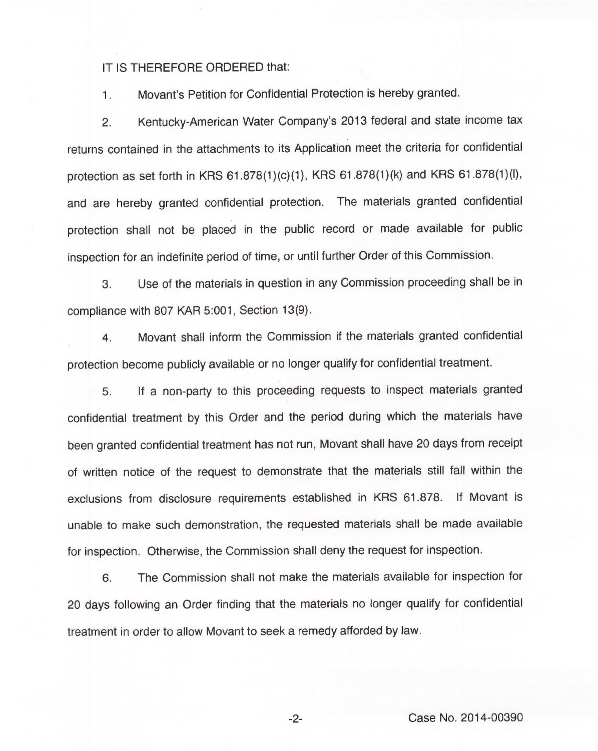IT IS THEREFORE ORDERED that:

1. Movant's Petition for Confidential Protection is hereby granted.

2. Kentucky-American Water Company's 2013 federal and state income tax returns contained in the attachments to its Application meet the criteria for confidential protection as set forth in KRS 61.878(1)(c)(1), KRS 61.878(1)(k) and KRS 61.878(1)(l), and are hereby granted confidential protection. The materials granted confidential protection shall not be placed in the public record or made available for public inspection for an indefinite period of time, or until further Order of this Commission.

3. Use of the materials in question in any Commission proceeding shall be in compliance with 807 KAR 5:001, Section 13(9).

4. Movant shall inform the Commission if the materials granted confidential protection become publicly available or no longer qualify for confidential treatment.

5. If a non-party to this proceeding requests to inspect materials granted confidential treatment by this Order and the period during which the materials have been granted confidential treatment has not run, Movant shall have 20 days from receipt of written notice of the request to demonstrate that the materials still fall within the exclusions from disclosure requirements established in KRS 61.878. If Movant is unable to make such demonstration, the requested materials shall be made available for inspection. Otherwise, the Commission shall deny the request for inspection.

6. The Commission shall not make the materials available for inspection for 20 days following an Order finding that the materials no longer qualify for confidential treatment in order to allow Movant to seek a remedy afforded by law.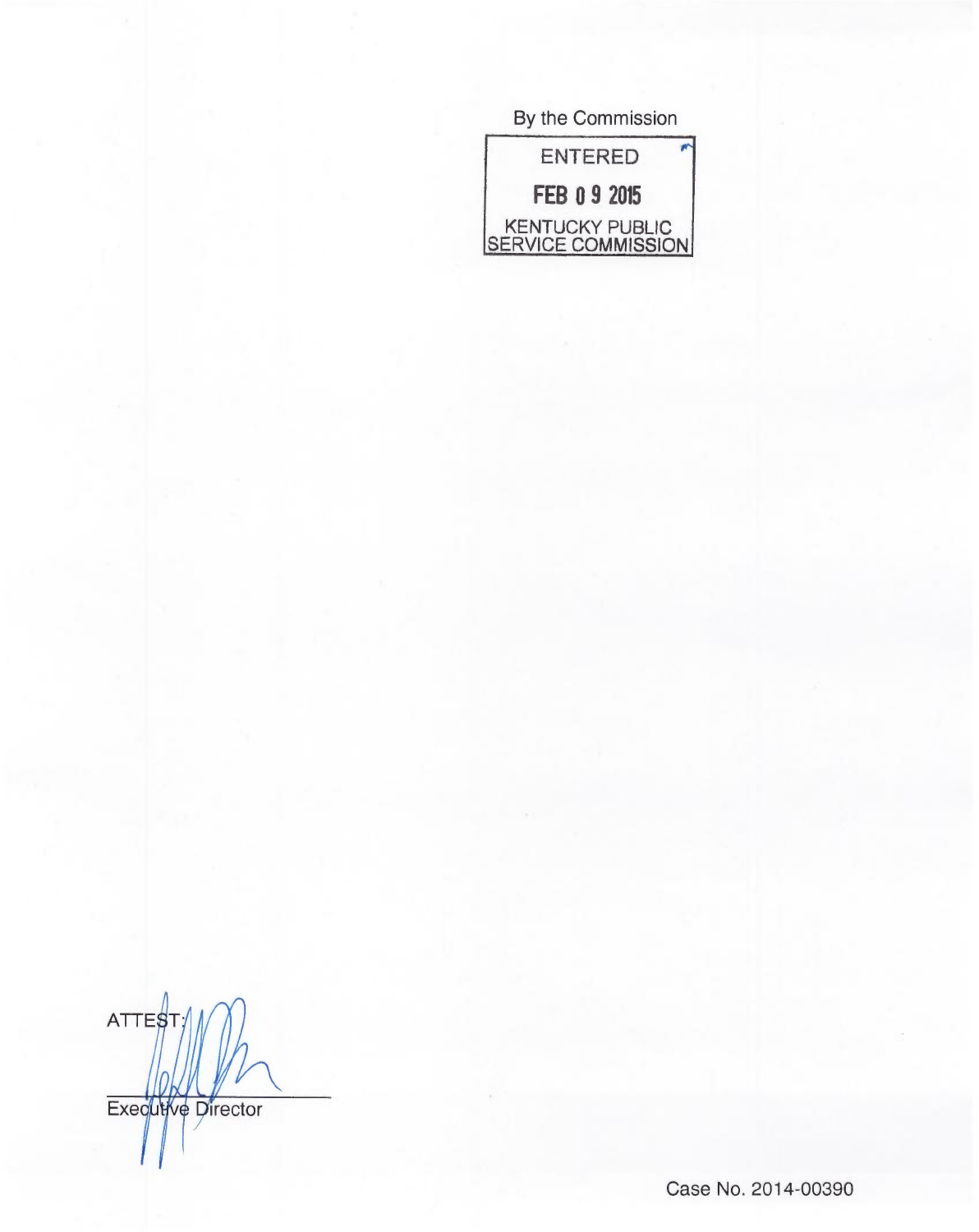By the Commission

ENTERED

FEB 09 2015

KENTUCKY PUBLIC SERVICE COMMISSION

ATTEST:

Executive Director

Case No. 2014-00390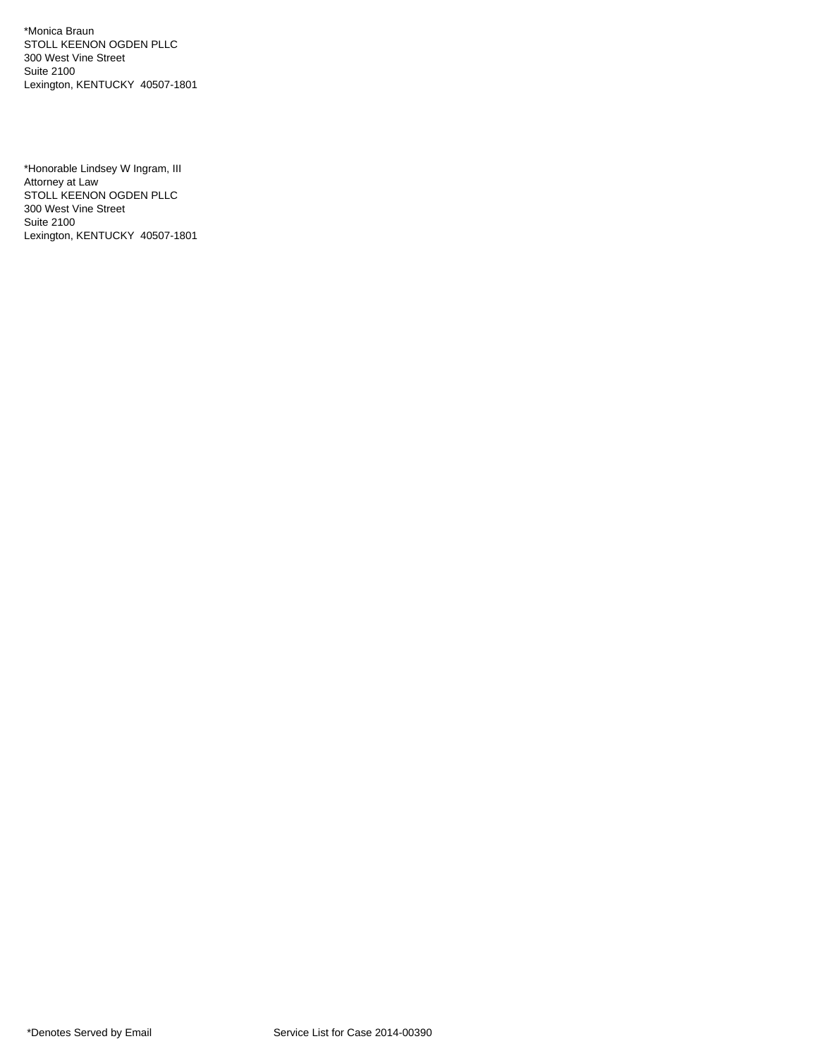*Monica Braun
STOLL KEENON OGDEN PLLC
300 West Vine Street
Suite 2100
Lexington, KENTUCKY 40507-1801

*Honorable Lindsey W Ingram, III
Attorney at Law
STOLL KEENON OGDEN PLLC
300 West Vine Street
Suite 2100
Lexington, KENTUCKY 40507-1801

*Denotes Served by Email

Service List for Case 2014-00390